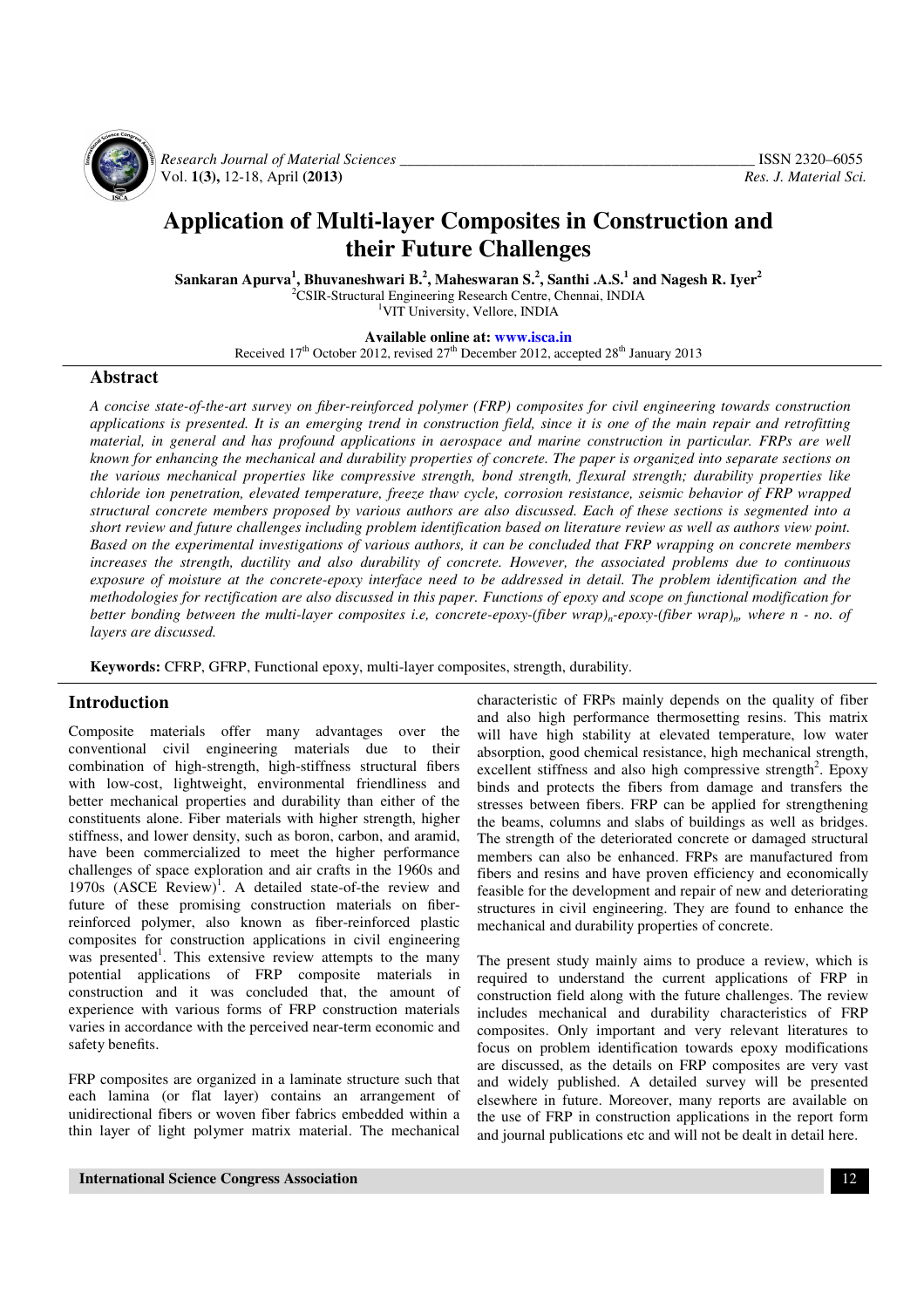# Application of Multi-layer Composites in Construction and their Future Challenges

**Sankaran Apurva[1], Bhuvaneshwari B.[2], Maheswaran S.[2], Santhi .A.S.[1] and Nagesh R. Iyer[2]**

[2]CSIR-Structural Engineering Research Centre, Chennai, INDIA
[1]VIT University, Vellore, INDIA

**Available online at: www.isca.in**
Received 17th October 2012, revised 27th December 2012, accepted 28th January 2013

## Abstract

*A concise state-of-the-art survey on fiber-reinforced polymer (FRP) composites for civil engineering towards construction applications is presented. It is an emerging trend in construction field, since it is one of the main repair and retrofitting material, in general and has profound applications in aerospace and marine construction in particular. FRPs are well known for enhancing the mechanical and durability properties of concrete. The paper is organized into separate sections on the various mechanical properties like compressive strength, bond strength, flexural strength; durability properties like chloride ion penetration, elevated temperature, freeze thaw cycle, corrosion resistance, seismic behavior of FRP wrapped structural concrete members proposed by various authors are also discussed. Each of these sections is segmented into a short review and future challenges including problem identification based on literature review as well as authors view point. Based on the experimental investigations of various authors, it can be concluded that FRP wrapping on concrete members increases the strength, ductility and also durability of concrete. However, the associated problems due to continuous exposure of moisture at the concrete-epoxy interface need to be addressed in detail. The problem identification and the methodologies for rectification are also discussed in this paper. Functions of epoxy and scope on functional modification for better bonding between the multi-layer composites i.e, concrete-epoxy-(fiber wrap)$_n$-epoxy-(fiber wrap)$_n$, where n - no. of layers are discussed.*

**Keywords:** CFRP, GFRP, Functional epoxy, multi-layer composites, strength, durability.

## Introduction

Composite materials offer many advantages over the conventional civil engineering materials due to their combination of high-strength, high-stiffness structural fibers with low-cost, lightweight, environmental friendliness and better mechanical properties and durability than either of the constituents alone. Fiber materials with higher strength, higher stiffness, and lower density, such as boron, carbon, and aramid, have been commercialized to meet the higher performance challenges of space exploration and air crafts in the 1960s and 1970s (ASCE Review)[1]. A detailed state-of-the review and future of these promising construction materials on fiber-reinforced polymer, also known as fiber-reinforced plastic composites for construction applications in civil engineering was presented[1]. This extensive review attempts to the many potential applications of FRP composite materials in construction and it was concluded that, the amount of experience with various forms of FRP construction materials varies in accordance with the perceived near-term economic and safety benefits.

FRP composites are organized in a laminate structure such that each lamina (or flat layer) contains an arrangement of unidirectional fibers or woven fiber fabrics embedded within a thin layer of light polymer matrix material. The mechanical characteristic of FRPs mainly depends on the quality of fiber and also high performance thermosetting resins. This matrix will have high stability at elevated temperature, low water absorption, good chemical resistance, high mechanical strength, excellent stiffness and also high compressive strength[2]. Epoxy binds and protects the fibers from damage and transfers the stresses between fibers. FRP can be applied for strengthening the beams, columns and slabs of buildings as well as bridges. The strength of the deteriorated concrete or damaged structural members can also be enhanced. FRPs are manufactured from fibers and resins and have proven efficiency and economically feasible for the development and repair of new and deteriorating structures in civil engineering. They are found to enhance the mechanical and durability properties of concrete.

The present study mainly aims to produce a review, which is required to understand the current applications of FRP in construction field along with the future challenges. The review includes mechanical and durability characteristics of FRP composites. Only important and very relevant literatures to focus on problem identification towards epoxy modifications are discussed, as the details on FRP composites are very vast and widely published. A detailed survey will be presented elsewhere in future. Moreover, many reports are available on the use of FRP in construction applications in the report form and journal publications etc and will not be dealt in detail here.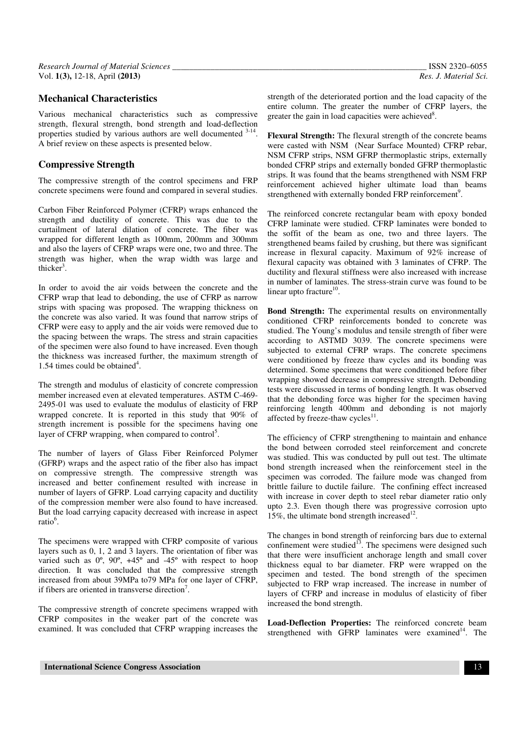## Mechanical Characteristics

Various mechanical characteristics such as compressive strength, flexural strength, bond strength and load-deflection properties studied by various authors are well documented [3-14]. A brief review on these aspects is presented below.

## Compressive Strength

The compressive strength of the control specimens and FRP concrete specimens were found and compared in several studies.

Carbon Fiber Reinforced Polymer (CFRP) wraps enhanced the strength and ductility of concrete. This was due to the curtailment of lateral dilation of concrete. The fiber was wrapped for different length as 100mm, 200mm and 300mm and also the layers of CFRP wraps were one, two and three. The strength was higher, when the wrap width was large and thicker[3].

In order to avoid the air voids between the concrete and the CFRP wrap that lead to debonding, the use of CFRP as narrow strips with spacing was proposed. The wrapping thickness on the concrete was also varied. It was found that narrow strips of CFRP were easy to apply and the air voids were removed due to the spacing between the wraps. The stress and strain capacities of the specimen were also found to have increased. Even though the thickness was increased further, the maximum strength of 1.54 times could be obtained[4].

The strength and modulus of elasticity of concrete compression member increased even at elevated temperatures. ASTM C-469-2495-01 was used to evaluate the modulus of elasticity of FRP wrapped concrete. It is reported in this study that 90% of strength increment is possible for the specimens having one layer of CFRP wrapping, when compared to control[5].

The number of layers of Glass Fiber Reinforced Polymer (GFRP) wraps and the aspect ratio of the fiber also has impact on compressive strength. The compressive strength was increased and better confinement resulted with increase in number of layers of GFRP. Load carrying capacity and ductility of the compression member were also found to have increased. But the load carrying capacity decreased with increase in aspect ratio[6].

The specimens were wrapped with CFRP composite of various layers such as 0, 1, 2 and 3 layers. The orientation of fiber was varied such as 0º, 90º, +45º and -45º with respect to hoop direction. It was concluded that the compressive strength increased from about 39MPa to79 MPa for one layer of CFRP, if fibers are oriented in transverse direction[7].

The compressive strength of concrete specimens wrapped with CFRP composites in the weaker part of the concrete was examined. It was concluded that CFRP wrapping increases the strength of the deteriorated portion and the load capacity of the entire column. The greater the number of CFRP layers, the greater the gain in load capacities were achieved[8].

**Flexural Strength:** The flexural strength of the concrete beams were casted with NSM (Near Surface Mounted) CFRP rebar, NSM CFRP strips, NSM GFRP thermoplastic strips, externally bonded CFRP strips and externally bonded GFRP thermoplastic strips. It was found that the beams strengthened with NSM FRP reinforcement achieved higher ultimate load than beams strengthened with externally bonded FRP reinforcement[9].

The reinforced concrete rectangular beam with epoxy bonded CFRP laminate were studied. CFRP laminates were bonded to the soffit of the beam as one, two and three layers. The strengthened beams failed by crushing, but there was significant increase in flexural capacity. Maximum of 92% increase of flexural capacity was obtained with 3 laminates of CFRP. The ductility and flexural stiffness were also increased with increase in number of laminates. The stress-strain curve was found to be linear upto fracture[10].

**Bond Strength:** The experimental results on environmentally conditioned CFRP reinforcements bonded to concrete was studied. The Young's modulus and tensile strength of fiber were according to ASTMD 3039. The concrete specimens were subjected to external CFRP wraps. The concrete specimens were conditioned by freeze thaw cycles and its bonding was determined. Some specimens that were conditioned before fiber wrapping showed decrease in compressive strength. Debonding tests were discussed in terms of bonding length. It was observed that the debonding force was higher for the specimen having reinforcing length 400mm and debonding is not majorly affected by freeze-thaw cycles[11].

The efficiency of CFRP strengthening to maintain and enhance the bond between corroded steel reinforcement and concrete was studied. This was conducted by pull out test. The ultimate bond strength increased when the reinforcement steel in the specimen was corroded. The failure mode was changed from brittle failure to ductile failure. The confining effect increased with increase in cover depth to steel rebar diameter ratio only upto 2.3. Even though there was progressive corrosion upto 15%, the ultimate bond strength increased[12].

The changes in bond strength of reinforcing bars due to external confinement were studied[13]. The specimens were designed such that there were insufficient anchorage length and small cover thickness equal to bar diameter. FRP were wrapped on the specimen and tested. The bond strength of the specimen subjected to FRP wrap increased. The increase in number of layers of CFRP and increase in modulus of elasticity of fiber increased the bond strength.

**Load-Deflection Properties:** The reinforced concrete beam strengthened with GFRP laminates were examined[14]. The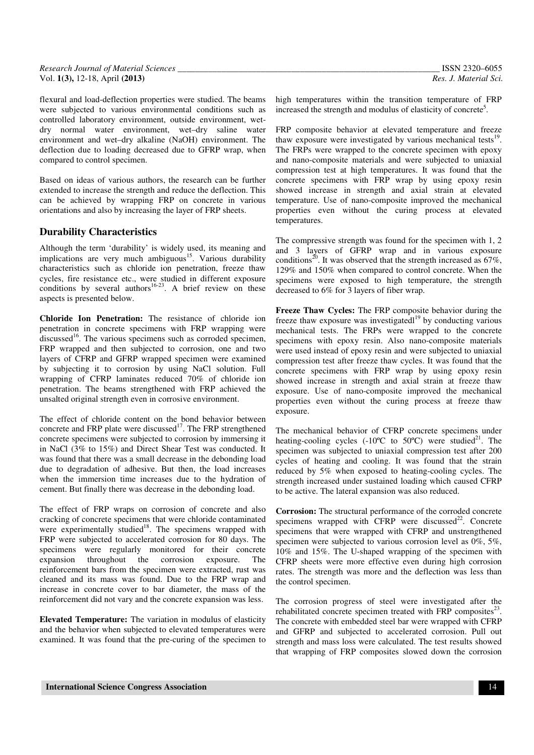flexural and load-deflection properties were studied. The beams were subjected to various environmental conditions such as controlled laboratory environment, outside environment, wet-dry normal water environment, wet–dry saline water environment and wet–dry alkaline (NaOH) environment. The deflection due to loading decreased due to GFRP wrap, when compared to control specimen.

Based on ideas of various authors, the research can be further extended to increase the strength and reduce the deflection. This can be achieved by wrapping FRP on concrete in various orientations and also by increasing the layer of FRP sheets.

## Durability Characteristics

Although the term 'durability' is widely used, its meaning and implications are very much ambiguous[15]. Various durability characteristics such as chloride ion penetration, freeze thaw cycles, fire resistance etc., were studied in different exposure conditions by several authors[16-23]. A brief review on these aspects is presented below.

**Chloride Ion Penetration:** The resistance of chloride ion penetration in concrete specimens with FRP wrapping were discussed[16]. The various specimens such as corroded specimen, FRP wrapped and then subjected to corrosion, one and two layers of CFRP and GFRP wrapped specimen were examined by subjecting it to corrosion by using NaCl solution. Full wrapping of CFRP laminates reduced 70% of chloride ion penetration. The beams strengthened with FRP achieved the unsalted original strength even in corrosive environment.

The effect of chloride content on the bond behavior between concrete and FRP plate were discussed[17]. The FRP strengthened concrete specimens were subjected to corrosion by immersing it in NaCl (3% to 15%) and Direct Shear Test was conducted. It was found that there was a small decrease in the debonding load due to degradation of adhesive. But then, the load increases when the immersion time increases due to the hydration of cement. But finally there was decrease in the debonding load.

The effect of FRP wraps on corrosion of concrete and also cracking of concrete specimens that were chloride contaminated were experimentally studied[18]. The specimens wrapped with FRP were subjected to accelerated corrosion for 80 days. The specimens were regularly monitored for their concrete expansion throughout the corrosion exposure. The reinforcement bars from the specimen were extracted, rust was cleaned and its mass was found. Due to the FRP wrap and increase in concrete cover to bar diameter, the mass of the reinforcement did not vary and the concrete expansion was less.

**Elevated Temperature:** The variation in modulus of elasticity and the behavior when subjected to elevated temperatures were examined. It was found that the pre-curing of the specimen to high temperatures within the transition temperature of FRP increased the strength and modulus of elasticity of concrete[5].

FRP composite behavior at elevated temperature and freeze thaw exposure were investigated by various mechanical tests[19]. The FRPs were wrapped to the concrete specimen with epoxy and nano-composite materials and were subjected to uniaxial compression test at high temperatures. It was found that the concrete specimens with FRP wrap by using epoxy resin showed increase in strength and axial strain at elevated temperature. Use of nano-composite improved the mechanical properties even without the curing process at elevated temperatures.

The compressive strength was found for the specimen with 1, 2 and 3 layers of GFRP wrap and in various exposure conditions[20]. It was observed that the strength increased as 67%, 129% and 150% when compared to control concrete. When the specimens were exposed to high temperature, the strength decreased to 6% for 3 layers of fiber wrap.

**Freeze Thaw Cycles:** The FRP composite behavior during the freeze thaw exposure was investigatedl[19] by conducting various mechanical tests. The FRPs were wrapped to the concrete specimens with epoxy resin. Also nano-composite materials were used instead of epoxy resin and were subjected to uniaxial compression test after freeze thaw cycles. It was found that the concrete specimens with FRP wrap by using epoxy resin showed increase in strength and axial strain at freeze thaw exposure. Use of nano-composite improved the mechanical properties even without the curing process at freeze thaw exposure.

The mechanical behavior of CFRP concrete specimens under heating-cooling cycles (-10ºC to 50ºC) were studied[21]. The specimen was subjected to uniaxial compression test after 200 cycles of heating and cooling. It was found that the strain reduced by 5% when exposed to heating-cooling cycles. The strength increased under sustained loading which caused CFRP to be active. The lateral expansion was also reduced.

**Corrosion:** The structural performance of the corroded concrete specimens wrapped with CFRP were discussed[22]. Concrete specimens that were wrapped with CFRP and unstrengthened specimen were subjected to various corrosion level as 0%, 5%, 10% and 15%. The U-shaped wrapping of the specimen with CFRP sheets were more effective even during high corrosion rates. The strength was more and the deflection was less than the control specimen.

The corrosion progress of steel were investigated after the rehabilitated concrete specimen treated with FRP composites[23]. The concrete with embedded steel bar were wrapped with CFRP and GFRP and subjected to accelerated corrosion. Pull out strength and mass loss were calculated. The test results showed that wrapping of FRP composites slowed down the corrosion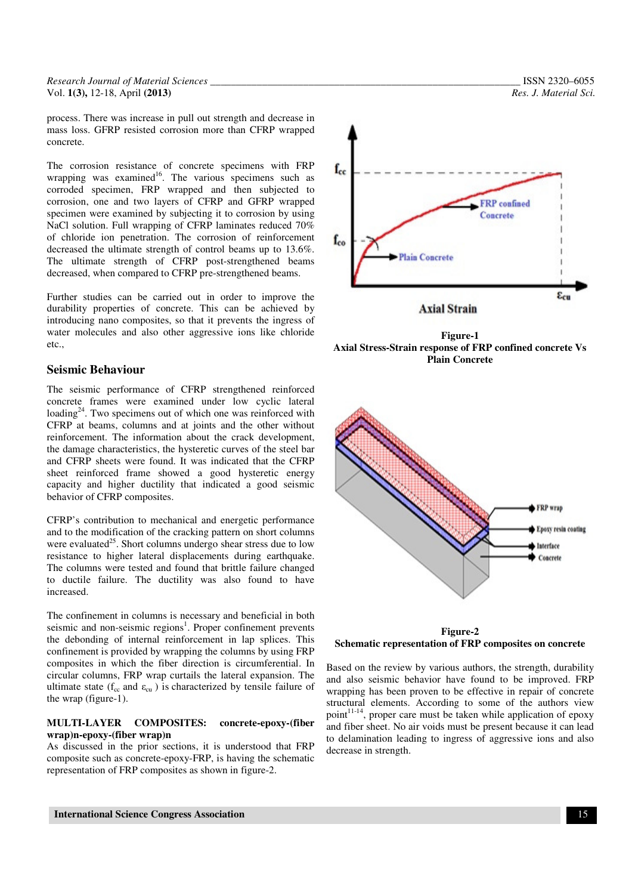process. There was increase in pull out strength and decrease in mass loss. GFRP resisted corrosion more than CFRP wrapped concrete.

The corrosion resistance of concrete specimens with FRP wrapping was examined[16]. The various specimens such as corroded specimen, FRP wrapped and then subjected to corrosion, one and two layers of CFRP and GFRP wrapped specimen were examined by subjecting it to corrosion by using NaCl solution. Full wrapping of CFRP laminates reduced 70% of chloride ion penetration. The corrosion of reinforcement decreased the ultimate strength of control beams up to 13.6%. The ultimate strength of CFRP post-strengthened beams decreased, when compared to CFRP pre-strengthened beams.

Further studies can be carried out in order to improve the durability properties of concrete. This can be achieved by introducing nano composites, so that it prevents the ingress of water molecules and also other aggressive ions like chloride etc.,

## Seismic Behaviour

The seismic performance of CFRP strengthened reinforced concrete frames were examined under low cyclic lateral loading[24]. Two specimens out of which one was reinforced with CFRP at beams, columns and at joints and the other without reinforcement. The information about the crack development, the damage characteristics, the hysteretic curves of the steel bar and CFRP sheets were found. It was indicated that the CFRP sheet reinforced frame showed a good hysteretic energy capacity and higher ductility that indicated a good seismic behavior of CFRP composites.

CFRP's contribution to mechanical and energetic performance and to the modification of the cracking pattern on short columns were evaluated[25]. Short columns undergo shear stress due to low resistance to higher lateral displacements during earthquake. The columns were tested and found that brittle failure changed to ductile failure. The ductility was also found to have increased.

The confinement in columns is necessary and beneficial in both seismic and non-seismic regions[1]. Proper confinement prevents the debonding of internal reinforcement in lap splices. This confinement is provided by wrapping the columns by using FRP composites in which the fiber direction is circumferential. In circular columns, FRP wrap curtails the lateral expansion. The ultimate state ($f_{cc}$ and $\varepsilon_{cu}$) is characterized by tensile failure of the wrap (figure-1).

**Figure-1**
**Axial Stress-Strain response of FRP confined concrete Vs Plain Concrete**

### MULTI-LAYER COMPOSITES: concrete-epoxy-(fiber wrap)n-epoxy-(fiber wrap)n

As discussed in the prior sections, it is understood that FRP composite such as concrete-epoxy-FRP, is having the schematic representation of FRP composites as shown in figure-2.

**Figure-2**
**Schematic representation of FRP composites on concrete**

Based on the review by various authors, the strength, durability and also seismic behavior have found to be improved. FRP wrapping has been proven to be effective in repair of concrete structural elements. According to some of the authors view point[11-14], proper care must be taken while application of epoxy and fiber sheet. No air voids must be present because it can lead to delamination leading to ingress of aggressive ions and also decrease in strength.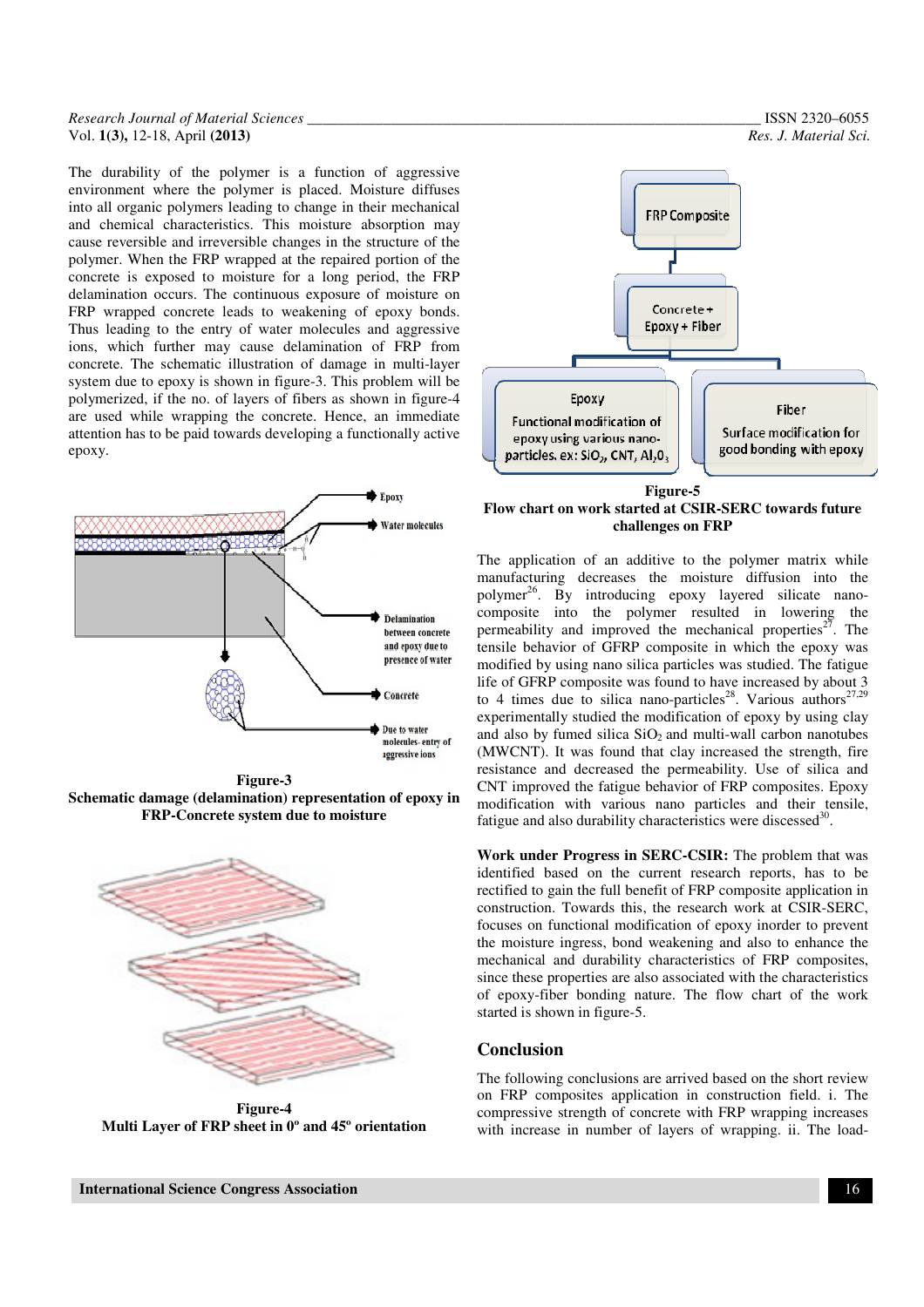The durability of the polymer is a function of aggressive environment where the polymer is placed. Moisture diffuses into all organic polymers leading to change in their mechanical and chemical characteristics. This moisture absorption may cause reversible and irreversible changes in the structure of the polymer. When the FRP wrapped at the repaired portion of the concrete is exposed to moisture for a long period, the FRP delamination occurs. The continuous exposure of moisture on FRP wrapped concrete leads to weakening of epoxy bonds. Thus leading to the entry of water molecules and aggressive ions, which further may cause delamination of FRP from concrete. The schematic illustration of damage in multi-layer system due to epoxy is shown in figure-3. This problem will be polymerized, if the no. of layers of fibers as shown in figure-4 are used while wrapping the concrete. Hence, an immediate attention has to be paid towards developing a functionally active epoxy.

**Figure-3**
**Schematic damage (delamination) representation of epoxy in FRP-Concrete system due to moisture**

**Figure-4**
**Multi Layer of FRP sheet in 0º and 45º orientation**

**Figure-5**
**Flow chart on work started at CSIR-SERC towards future challenges on FRP**

The application of an additive to the polymer matrix while manufacturing decreases the moisture diffusion into the polymer[26]. By introducing epoxy layered silicate nano-composite into the polymer resulted in lowering the permeability and improved the mechanical properties[27]. The tensile behavior of GFRP composite in which the epoxy was modified by using nano silica particles was studied. The fatigue life of GFRP composite was found to have increased by about 3 to 4 times due to silica nano-particles[28]. Various authors[27,29] experimentally studied the modification of epoxy by using clay and also by fumed silica $SiO_2$ and multi-wall carbon nanotubes (MWCNT). It was found that clay increased the strength, fire resistance and decreased the permeability. Use of silica and CNT improved the fatigue behavior of FRP composites. Epoxy modification with various nano particles and their tensile, fatigue and also durability characteristics were discessed[30].

**Work under Progress in SERC-CSIR:** The problem that was identified based on the current research reports, has to be rectified to gain the full benefit of FRP composite application in construction. Towards this, the research work at CSIR-SERC, focuses on functional modification of epoxy inorder to prevent the moisture ingress, bond weakening and also to enhance the mechanical and durability characteristics of FRP composites, since these properties are also associated with the characteristics of epoxy-fiber bonding nature. The flow chart of the work started is shown in figure-5.

## Conclusion

The following conclusions are arrived based on the short review on FRP composites application in construction field. i. The compressive strength of concrete with FRP wrapping increases with increase in number of layers of wrapping. ii. The load-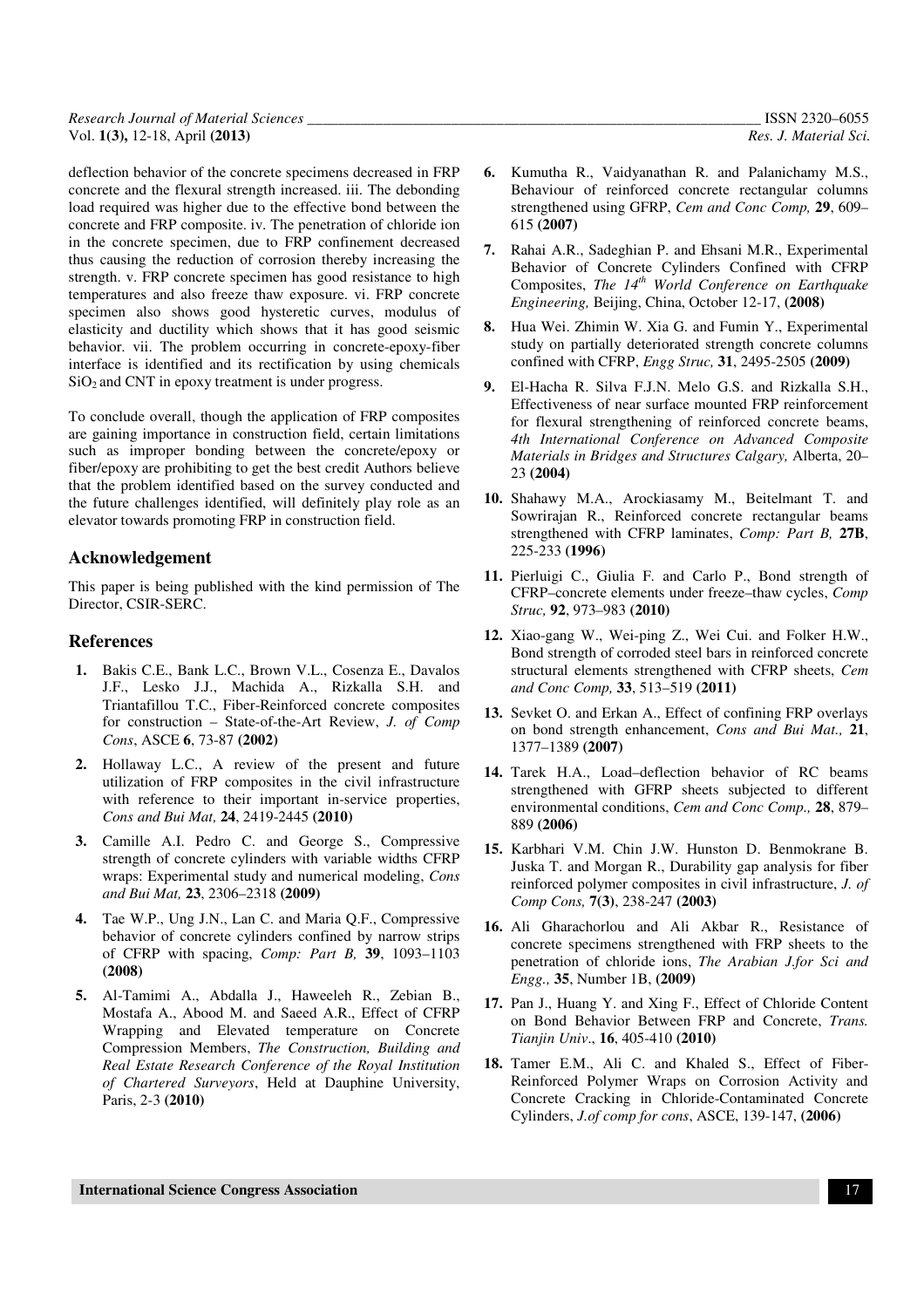deflection behavior of the concrete specimens decreased in FRP concrete and the flexural strength increased. iii. The debonding load required was higher due to the effective bond between the concrete and FRP composite. iv. The penetration of chloride ion in the concrete specimen, due to FRP confinement decreased thus causing the reduction of corrosion thereby increasing the strength. v. FRP concrete specimen has good resistance to high temperatures and also freeze thaw exposure. vi. FRP concrete specimen also shows good hysteretic curves, modulus of elasticity and ductility which shows that it has good seismic behavior. vii. The problem occurring in concrete-epoxy-fiber interface is identified and its rectification by using chemicals $SiO_2$ and CNT in epoxy treatment is under progress.

To conclude overall, though the application of FRP composites are gaining importance in construction field, certain limitations such as improper bonding between the concrete/epoxy or fiber/epoxy are prohibiting to get the best credit Authors believe that the problem identified based on the survey conducted and the future challenges identified, will definitely play role as an elevator towards promoting FRP in construction field.

## Acknowledgement

This paper is being published with the kind permission of The Director, CSIR-SERC.

## References

1. Bakis C.E., Bank L.C., Brown V.L., Cosenza E., Davalos J.F., Lesko J.J., Machida A., Rizkalla S.H. and Triantafillou T.C., Fiber-Reinforced concrete composites for construction – State-of-the-Art Review, *J. of Comp Cons*, ASCE **6**, 73-87 **(2002)**
2. Hollaway L.C., A review of the present and future utilization of FRP composites in the civil infrastructure with reference to their important in-service properties, *Cons and Bui Mat,* **24**, 2419-2445 **(2010)**
3. Camille A.I. Pedro C. and George S., Compressive strength of concrete cylinders with variable widths CFRP wraps: Experimental study and numerical modeling, *Cons and Bui Mat,* **23**, 2306–2318 **(2009)**
4. Tae W.P., Ung J.N., Lan C. and Maria Q.F., Compressive behavior of concrete cylinders confined by narrow strips of CFRP with spacing, *Comp: Part B,* **39**, 1093–1103 **(2008)**
5. Al-Tamimi A., Abdalla J., Haweeleh R., Zebian B., Mostafa A., Abood M. and Saeed A.R., Effect of CFRP Wrapping and Elevated temperature on Concrete Compression Members, *The Construction, Building and Real Estate Research Conference of the Royal Institution of Chartered Surveyors*, Held at Dauphine University, Paris, 2-3 **(2010)**
6. Kumutha R., Vaidyanathan R. and Palanichamy M.S., Behaviour of reinforced concrete rectangular columns strengthened using GFRP, *Cem and Conc Comp,* **29**, 609–615 **(2007)**
7. Rahai A.R., Sadeghian P. and Ehsani M.R., Experimental Behavior of Concrete Cylinders Confined with CFRP Composites, *The 14th World Conference on Earthquake Engineering,* Beijing, China, October 12-17, **(2008)**
8. Hua Wei. Zhimin W. Xia G. and Fumin Y., Experimental study on partially deteriorated strength concrete columns confined with CFRP, *Engg Struc,* **31**, 2495-2505 **(2009)**
9. El-Hacha R. Silva F.J.N. Melo G.S. and Rizkalla S.H., Effectiveness of near surface mounted FRP reinforcement for flexural strengthening of reinforced concrete beams, *4th International Conference on Advanced Composite Materials in Bridges and Structures Calgary,* Alberta, 20–23 **(2004)**
10. Shahawy M.A., Arockiasamy M., Beitelmant T. and Sowrirajan R., Reinforced concrete rectangular beams strengthened with CFRP laminates, *Comp: Part B,* **27B**, 225-233 **(1996)**
11. Pierluigi C., Giulia F. and Carlo P., Bond strength of CFRP–concrete elements under freeze–thaw cycles, *Comp Struc,* **92**, 973–983 **(2010)**
12. Xiao-gang W., Wei-ping Z., Wei Cui. and Folker H.W., Bond strength of corroded steel bars in reinforced concrete structural elements strengthened with CFRP sheets, *Cem and Conc Comp,* **33**, 513–519 **(2011)**
13. Sevket O. and Erkan A., Effect of confining FRP overlays on bond strength enhancement, *Cons and Bui Mat.,* **21**, 1377–1389 **(2007)**
14. Tarek H.A., Load–deflection behavior of RC beams strengthened with GFRP sheets subjected to different environmental conditions, *Cem and Conc Comp.,* **28**, 879–889 **(2006)**
15. Karbhari V.M. Chin J.W. Hunston D. Benmokrane B. Juska T. and Morgan R., Durability gap analysis for fiber reinforced polymer composites in civil infrastructure, *J. of Comp Cons,* **7(3)**, 238-247 **(2003)**
16. Ali Gharachorlou and Ali Akbar R., Resistance of concrete specimens strengthened with FRP sheets to the penetration of chloride ions, *The Arabian J.for Sci and Engg.,* **35**, Number 1B, **(2009)**
17. Pan J., Huang Y. and Xing F., Effect of Chloride Content on Bond Behavior Between FRP and Concrete, *Trans. Tianjin Univ*., **16**, 405-410 **(2010)**
18. Tamer E.M., Ali C. and Khaled S., Effect of Fiber-Reinforced Polymer Wraps on Corrosion Activity and Concrete Cracking in Chloride-Contaminated Concrete Cylinders, *J.of comp for cons*, ASCE, 139-147, **(2006)**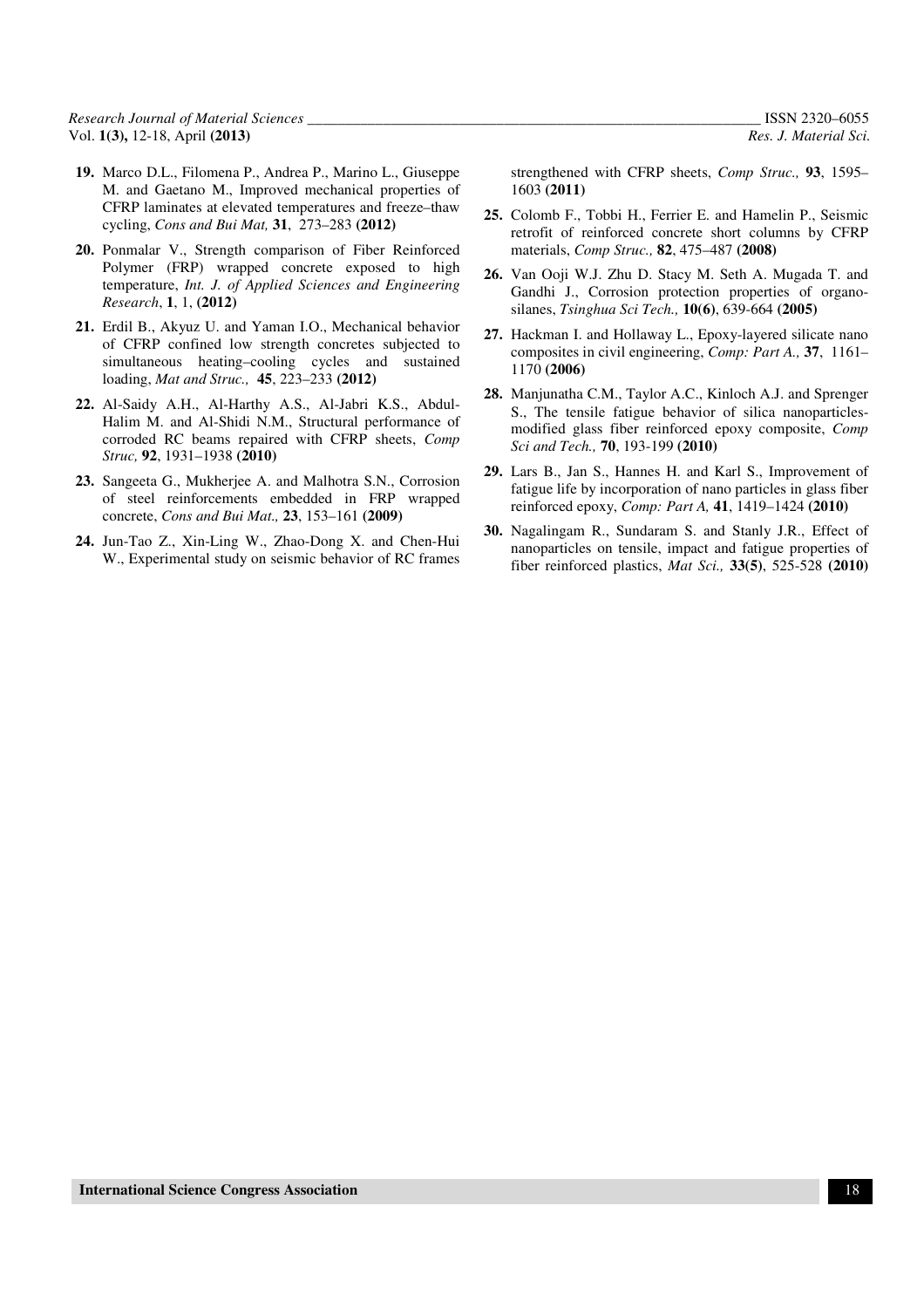19. Marco D.L., Filomena P., Andrea P., Marino L., Giuseppe M. and Gaetano M., Improved mechanical properties of CFRP laminates at elevated temperatures and freeze–thaw cycling, *Cons and Bui Mat,* **31**, 273–283 **(2012)**

20. Ponmalar V., Strength comparison of Fiber Reinforced Polymer (FRP) wrapped concrete exposed to high temperature, *Int. J. of Applied Sciences and Engineering Research*, **1**, 1, **(2012)**

21. Erdil B., Akyuz U. and Yaman I.O., Mechanical behavior of CFRP confined low strength concretes subjected to simultaneous heating–cooling cycles and sustained loading, *Mat and Struc.,* **45**, 223–233 **(2012)**

22. Al-Saidy A.H., Al-Harthy A.S., Al-Jabri K.S., Abdul-Halim M. and Al-Shidi N.M., Structural performance of corroded RC beams repaired with CFRP sheets, *Comp Struc,* **92**, 1931–1938 **(2010)**

23. Sangeeta G., Mukherjee A. and Malhotra S.N., Corrosion of steel reinforcements embedded in FRP wrapped concrete, *Cons and Bui Mat.,* **23**, 153–161 **(2009)**

24. Jun-Tao Z., Xin-Ling W., Zhao-Dong X. and Chen-Hui W., Experimental study on seismic behavior of RC frames strengthened with CFRP sheets, *Comp Struc.,* **93**, 1595–1603 **(2011)**

25. Colomb F., Tobbi H., Ferrier E. and Hamelin P., Seismic retrofit of reinforced concrete short columns by CFRP materials, *Comp Struc.,* **82**, 475–487 **(2008)**

26. Van Ooji W.J. Zhu D. Stacy M. Seth A. Mugada T. and Gandhi J., Corrosion protection properties of organo-silanes, *Tsinghua Sci Tech.,* **10(6)**, 639-664 **(2005)**

27. Hackman I. and Hollaway L., Epoxy-layered silicate nano composites in civil engineering, *Comp: Part A.,* **37**, 1161–1170 **(2006)**

28. Manjunatha C.M., Taylor A.C., Kinloch A.J. and Sprenger S., The tensile fatigue behavior of silica nanoparticles-modified glass fiber reinforced epoxy composite, *Comp Sci and Tech.,* **70**, 193-199 **(2010)**

29. Lars B., Jan S., Hannes H. and Karl S., Improvement of fatigue life by incorporation of nano particles in glass fiber reinforced epoxy, *Comp: Part A,* **41**, 1419–1424 **(2010)**

30. Nagalingam R., Sundaram S. and Stanly J.R., Effect of nanoparticles on tensile, impact and fatigue properties of fiber reinforced plastics, *Mat Sci.,* **33(5)**, 525-528 **(2010)**